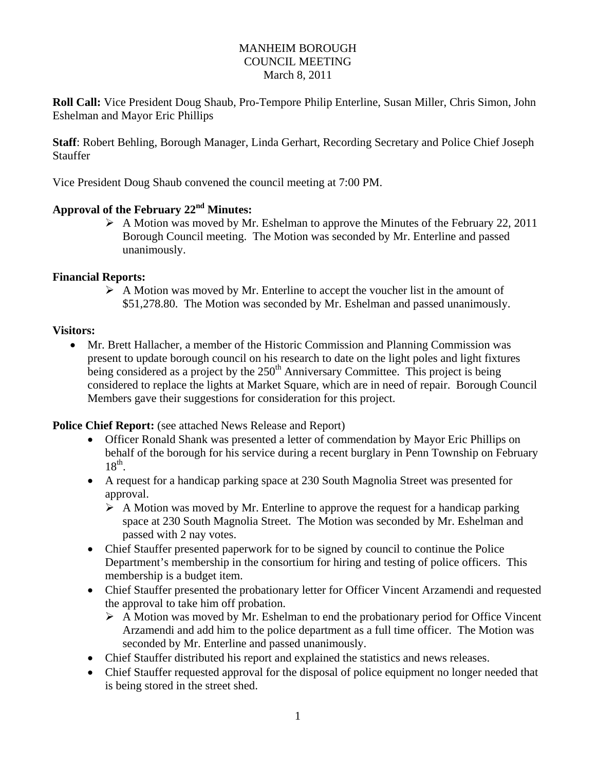MANHEIM BOROUGH
COUNCIL MEETING
March 8, 2011

**Roll Call:** Vice President Doug Shaub, Pro-Tempore Philip Enterline, Susan Miller, Chris Simon, John Eshelman and Mayor Eric Phillips

**Staff**: Robert Behling, Borough Manager, Linda Gerhart, Recording Secretary and Police Chief Joseph Stauffer

Vice President Doug Shaub convened the council meeting at 7:00 PM.

**Approval of the February 22nd Minutes:**

- A Motion was moved by Mr. Eshelman to approve the Minutes of the February 22, 2011 Borough Council meeting. The Motion was seconded by Mr. Enterline and passed unanimously.

**Financial Reports:**

- A Motion was moved by Mr. Enterline to accept the voucher list in the amount of $51,278.80. The Motion was seconded by Mr. Eshelman and passed unanimously.

**Visitors:**

- Mr. Brett Hallacher, a member of the Historic Commission and Planning Commission was present to update borough council on his research to date on the light poles and light fixtures being considered as a project by the 250th Anniversary Committee. This project is being considered to replace the lights at Market Square, which are in need of repair. Borough Council Members gave their suggestions for consideration for this project.

**Police Chief Report:** (see attached News Release and Report)

- Officer Ronald Shank was presented a letter of commendation by Mayor Eric Phillips on behalf of the borough for his service during a recent burglary in Penn Township on February 18th.
- A request for a handicap parking space at 230 South Magnolia Street was presented for approval.
  - A Motion was moved by Mr. Enterline to approve the request for a handicap parking space at 230 South Magnolia Street. The Motion was seconded by Mr. Eshelman and passed with 2 nay votes.
- Chief Stauffer presented paperwork for to be signed by council to continue the Police Department's membership in the consortium for hiring and testing of police officers. This membership is a budget item.
- Chief Stauffer presented the probationary letter for Officer Vincent Arzamendi and requested the approval to take him off probation.
  - A Motion was moved by Mr. Eshelman to end the probationary period for Office Vincent Arzamendi and add him to the police department as a full time officer. The Motion was seconded by Mr. Enterline and passed unanimously.
- Chief Stauffer distributed his report and explained the statistics and news releases.
- Chief Stauffer requested approval for the disposal of police equipment no longer needed that is being stored in the street shed.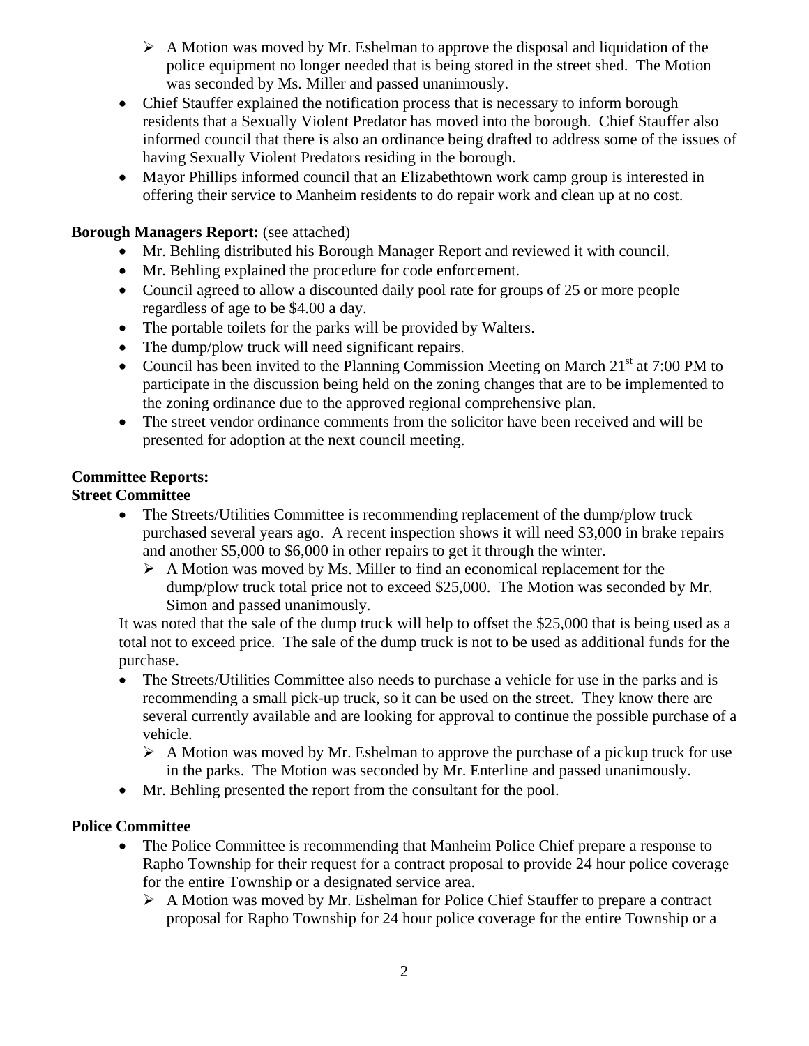- A Motion was moved by Mr. Eshelman to approve the disposal and liquidation of the police equipment no longer needed that is being stored in the street shed. The Motion was seconded by Ms. Miller and passed unanimously.
- Chief Stauffer explained the notification process that is necessary to inform borough residents that a Sexually Violent Predator has moved into the borough. Chief Stauffer also informed council that there is also an ordinance being drafted to address some of the issues of having Sexually Violent Predators residing in the borough.
- Mayor Phillips informed council that an Elizabethtown work camp group is interested in offering their service to Manheim residents to do repair work and clean up at no cost.

**Borough Managers Report:** (see attached)

- Mr. Behling distributed his Borough Manager Report and reviewed it with council.
- Mr. Behling explained the procedure for code enforcement.
- Council agreed to allow a discounted daily pool rate for groups of 25 or more people regardless of age to be $4.00 a day.
- The portable toilets for the parks will be provided by Walters.
- The dump/plow truck will need significant repairs.
- Council has been invited to the Planning Commission Meeting on March 21st at 7:00 PM to participate in the discussion being held on the zoning changes that are to be implemented to the zoning ordinance due to the approved regional comprehensive plan.
- The street vendor ordinance comments from the solicitor have been received and will be presented for adoption at the next council meeting.

**Committee Reports:**

**Street Committee**

- The Streets/Utilities Committee is recommending replacement of the dump/plow truck purchased several years ago. A recent inspection shows it will need $3,000 in brake repairs and another $5,000 to $6,000 in other repairs to get it through the winter.
  - A Motion was moved by Ms. Miller to find an economical replacement for the dump/plow truck total price not to exceed $25,000. The Motion was seconded by Mr. Simon and passed unanimously.

It was noted that the sale of the dump truck will help to offset the $25,000 that is being used as a total not to exceed price. The sale of the dump truck is not to be used as additional funds for the purchase.

- The Streets/Utilities Committee also needs to purchase a vehicle for use in the parks and is recommending a small pick-up truck, so it can be used on the street. They know there are several currently available and are looking for approval to continue the possible purchase of a vehicle.
  - A Motion was moved by Mr. Eshelman to approve the purchase of a pickup truck for use in the parks. The Motion was seconded by Mr. Enterline and passed unanimously.
- Mr. Behling presented the report from the consultant for the pool.

**Police Committee**

- The Police Committee is recommending that Manheim Police Chief prepare a response to Rapho Township for their request for a contract proposal to provide 24 hour police coverage for the entire Township or a designated service area.
  - A Motion was moved by Mr. Eshelman for Police Chief Stauffer to prepare a contract proposal for Rapho Township for 24 hour police coverage for the entire Township or a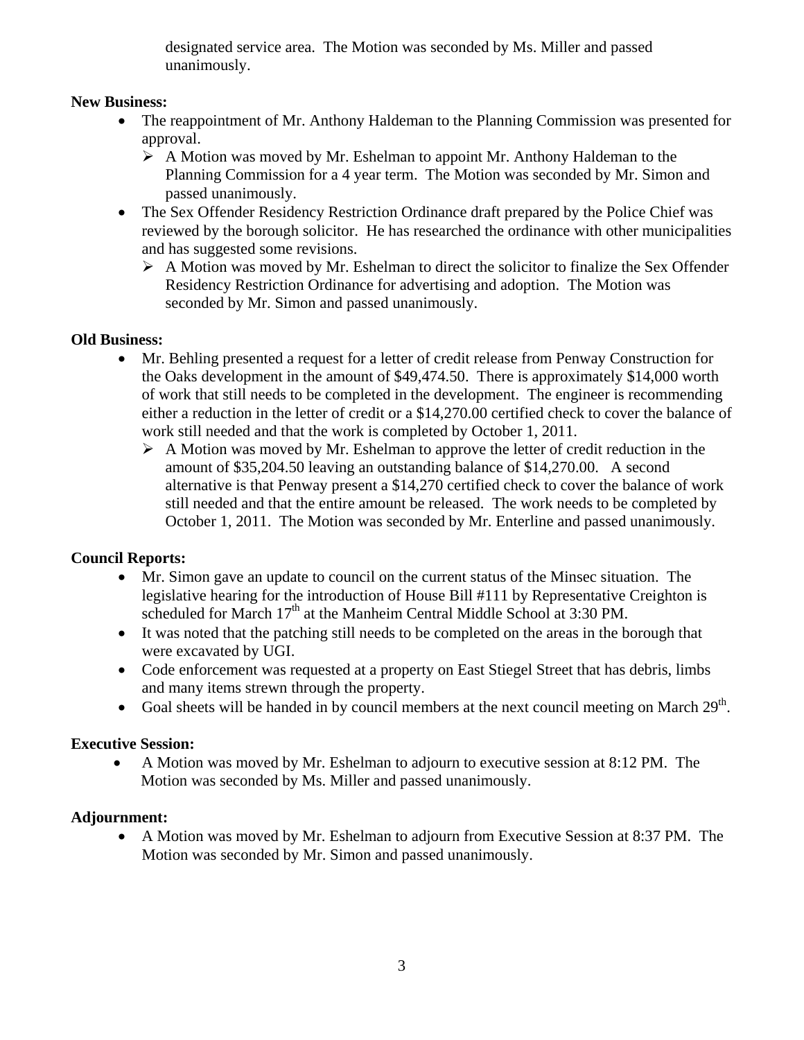designated service area. The Motion was seconded by Ms. Miller and passed unanimously.

**New Business:**

- The reappointment of Mr. Anthony Haldeman to the Planning Commission was presented for approval.
  - A Motion was moved by Mr. Eshelman to appoint Mr. Anthony Haldeman to the Planning Commission for a 4 year term. The Motion was seconded by Mr. Simon and passed unanimously.
- The Sex Offender Residency Restriction Ordinance draft prepared by the Police Chief was reviewed by the borough solicitor. He has researched the ordinance with other municipalities and has suggested some revisions.
  - A Motion was moved by Mr. Eshelman to direct the solicitor to finalize the Sex Offender Residency Restriction Ordinance for advertising and adoption. The Motion was seconded by Mr. Simon and passed unanimously.

**Old Business:**

- Mr. Behling presented a request for a letter of credit release from Penway Construction for the Oaks development in the amount of $49,474.50. There is approximately $14,000 worth of work that still needs to be completed in the development. The engineer is recommending either a reduction in the letter of credit or a $14,270.00 certified check to cover the balance of work still needed and that the work is completed by October 1, 2011.
  - A Motion was moved by Mr. Eshelman to approve the letter of credit reduction in the amount of $35,204.50 leaving an outstanding balance of $14,270.00. A second alternative is that Penway present a $14,270 certified check to cover the balance of work still needed and that the entire amount be released. The work needs to be completed by October 1, 2011. The Motion was seconded by Mr. Enterline and passed unanimously.

**Council Reports:**

- Mr. Simon gave an update to council on the current status of the Minsec situation. The legislative hearing for the introduction of House Bill #111 by Representative Creighton is scheduled for March 17th at the Manheim Central Middle School at 3:30 PM.
- It was noted that the patching still needs to be completed on the areas in the borough that were excavated by UGI.
- Code enforcement was requested at a property on East Stiegel Street that has debris, limbs and many items strewn through the property.
- Goal sheets will be handed in by council members at the next council meeting on March 29th.

**Executive Session:**

- A Motion was moved by Mr. Eshelman to adjourn to executive session at 8:12 PM. The Motion was seconded by Ms. Miller and passed unanimously.

**Adjournment:**

- A Motion was moved by Mr. Eshelman to adjourn from Executive Session at 8:37 PM. The Motion was seconded by Mr. Simon and passed unanimously.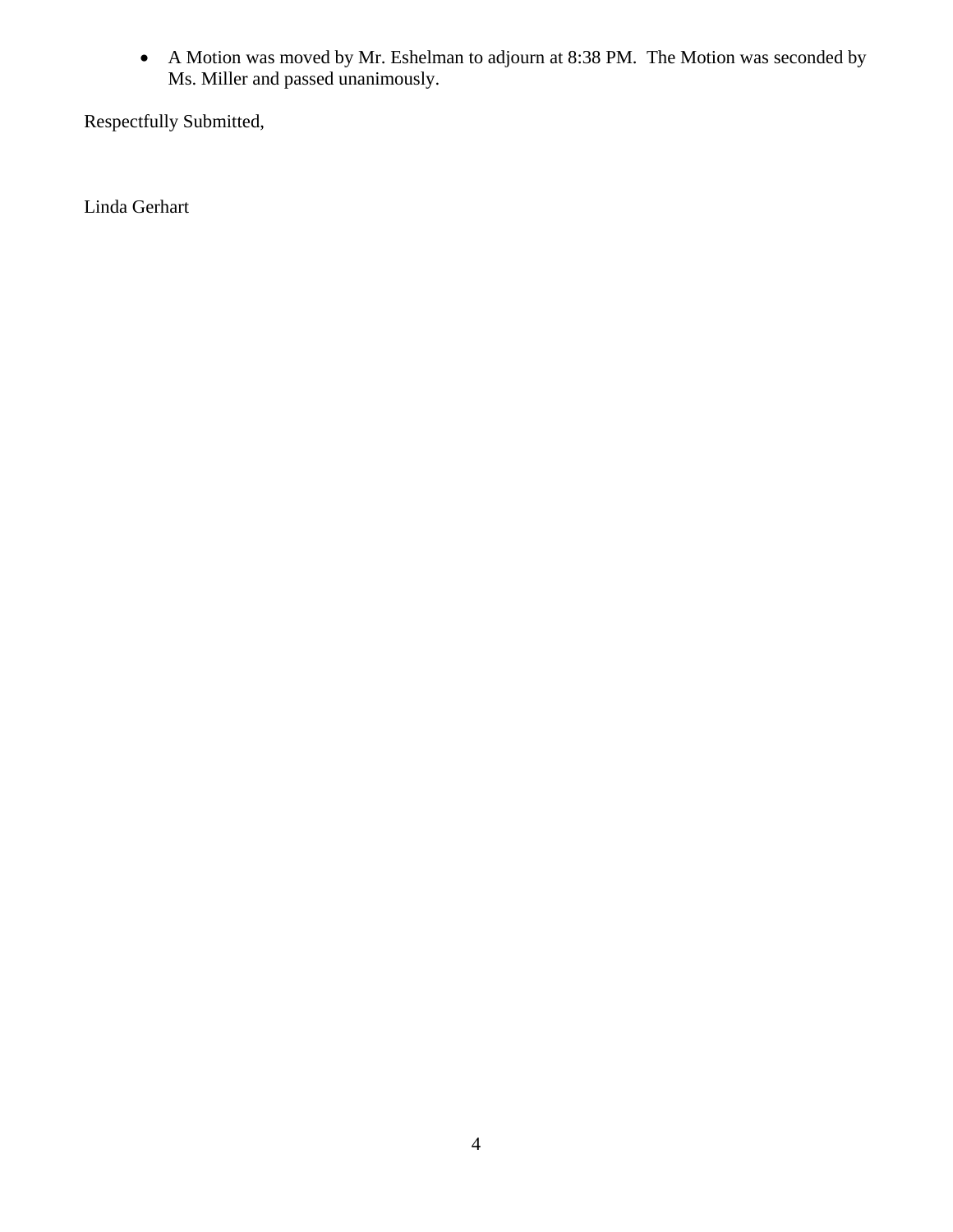- A Motion was moved by Mr. Eshelman to adjourn at 8:38 PM. The Motion was seconded by Ms. Miller and passed unanimously.

Respectfully Submitted,

Linda Gerhart